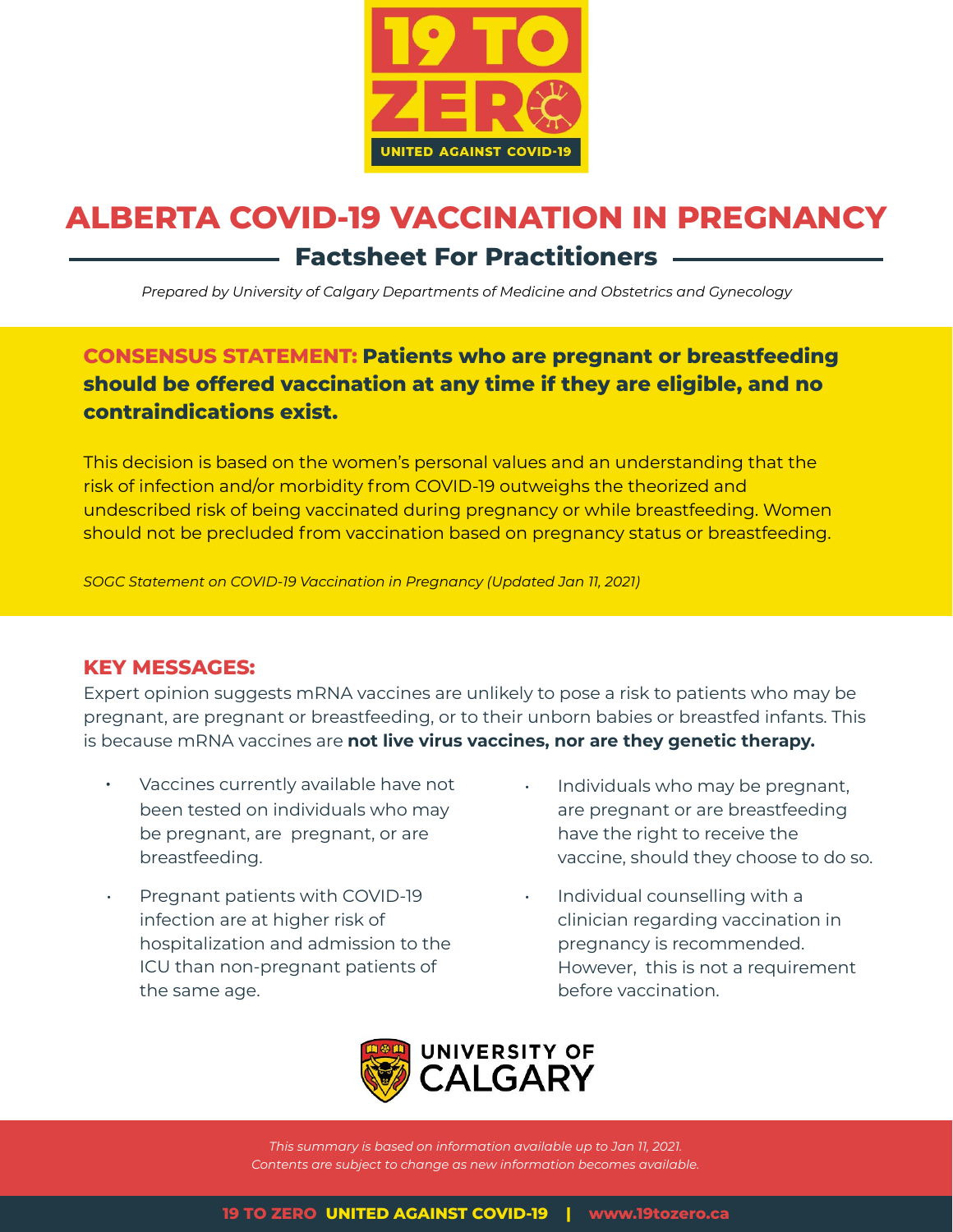# ALBERTA COVID-19 VACCINATION IN PREGNANCY

## Factsheet For Practitioners

*Prepared by University of Calgary Departments of Medicine and Obstetrics and Gynecology*

**CONSENSUS STATEMENT: Patients who are pregnant or breastfeeding should be offered vaccination at any time if they are eligible, and no contraindications exist.**

This decision is based on the women's personal values and an understanding that the risk of infection and/or morbidity from COVID-19 outweighs the theorized and undescribed risk of being vaccinated during pregnancy or while breastfeeding. Women should not be precluded from vaccination based on pregnancy status or breastfeeding.

*SOGC Statement on COVID-19 Vaccination in Pregnancy (Updated Jan 11, 2021)*

### KEY MESSAGES:

Expert opinion suggests mRNA vaccines are unlikely to pose a risk to patients who may be pregnant, are pregnant or breastfeeding, or to their unborn babies or breastfed infants. This is because mRNA vaccines are **not live virus vaccines, nor are they genetic therapy.**

- Vaccines currently available have not been tested on individuals who may be pregnant, are pregnant, or are breastfeeding.
- Pregnant patients with COVID-19 infection are at higher risk of hospitalization and admission to the ICU than non-pregnant patients of the same age.
- Individuals who may be pregnant, are pregnant or are breastfeeding have the right to receive the vaccine, should they choose to do so.
- Individual counselling with a clinician regarding vaccination in pregnancy is recommended. However, this is not a requirement before vaccination.

*This summary is based on information available up to Jan 11, 2021. Contents are subject to change as new information becomes available.*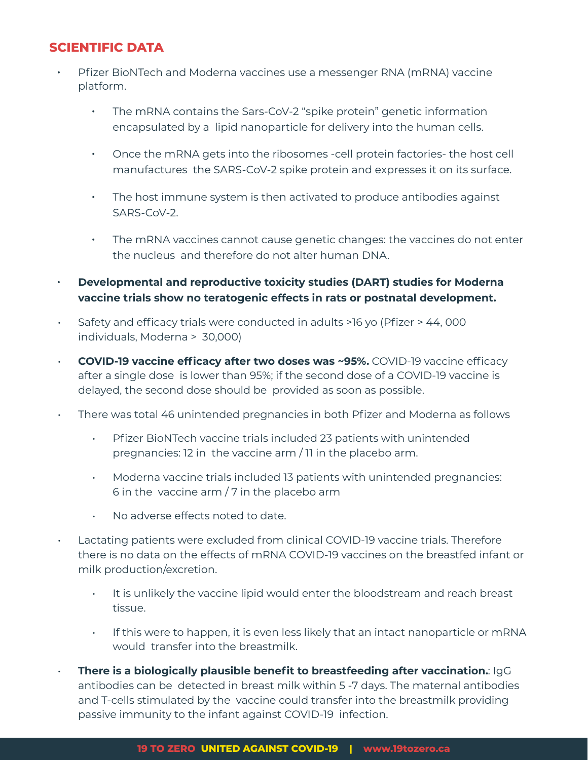## SCIENTIFIC DATA

- Pfizer BioNTech and Moderna vaccines use a messenger RNA (mRNA) vaccine platform.
  - The mRNA contains the Sars-CoV-2 "spike protein" genetic information encapsulated by a lipid nanoparticle for delivery into the human cells.
  - Once the mRNA gets into the ribosomes -cell protein factories- the host cell manufactures the SARS-CoV-2 spike protein and expresses it on its surface.
  - The host immune system is then activated to produce antibodies against SARS-CoV-2.
  - The mRNA vaccines cannot cause genetic changes: the vaccines do not enter the nucleus and therefore do not alter human DNA.
- **Developmental and reproductive toxicity studies (DART) studies for Moderna vaccine trials show no teratogenic effects in rats or postnatal development.**
- Safety and efficacy trials were conducted in adults >16 yo (Pfizer > 44, 000 individuals, Moderna > 30,000)
- **COVID-19 vaccine efficacy after two doses was ~95%.** COVID-19 vaccine efficacy after a single dose is lower than 95%; if the second dose of a COVID-19 vaccine is delayed, the second dose should be provided as soon as possible.
- There was total 46 unintended pregnancies in both Pfizer and Moderna as follows
  - Pfizer BioNTech vaccine trials included 23 patients with unintended pregnancies: 12 in the vaccine arm / 11 in the placebo arm.
  - Moderna vaccine trials included 13 patients with unintended pregnancies: 6 in the vaccine arm / 7 in the placebo arm
  - No adverse effects noted to date.
- Lactating patients were excluded from clinical COVID-19 vaccine trials. Therefore there is no data on the effects of mRNA COVID-19 vaccines on the breastfed infant or milk production/excretion.
  - It is unlikely the vaccine lipid would enter the bloodstream and reach breast tissue.
  - If this were to happen, it is even less likely that an intact nanoparticle or mRNA would transfer into the breastmilk.
- **There is a biologically plausible benefit to breastfeeding after vaccination.**: IgG antibodies can be detected in breast milk within 5 -7 days. The maternal antibodies and T-cells stimulated by the vaccine could transfer into the breastmilk providing passive immunity to the infant against COVID-19 infection.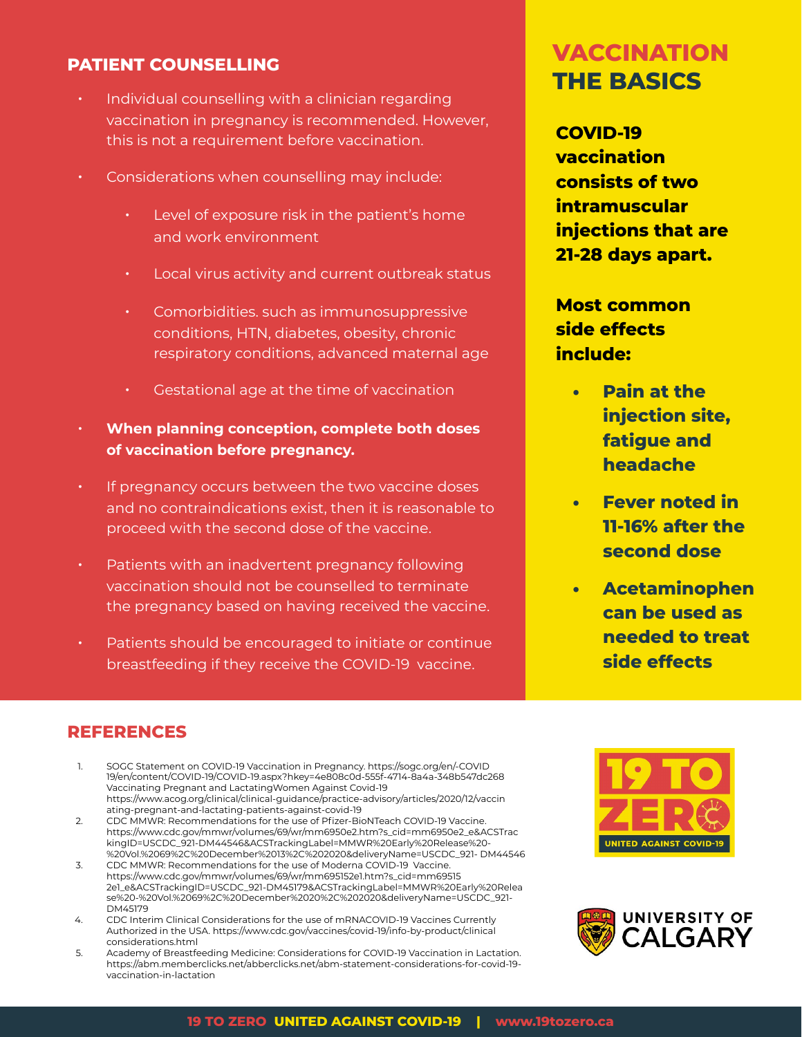## PATIENT COUNSELLING

- Individual counselling with a clinician regarding vaccination in pregnancy is recommended. However, this is not a requirement before vaccination.
- Considerations when counselling may include:
  - Level of exposure risk in the patient's home and work environment
  - Local virus activity and current outbreak status
  - Comorbidities. such as immunosuppressive conditions, HTN, diabetes, obesity, chronic respiratory conditions, advanced maternal age
  - Gestational age at the time of vaccination
- **When planning conception, complete both doses of vaccination before pregnancy.**
- If pregnancy occurs between the two vaccine doses and no contraindications exist, then it is reasonable to proceed with the second dose of the vaccine.
- Patients with an inadvertent pregnancy following vaccination should not be counselled to terminate the pregnancy based on having received the vaccine.
- Patients should be encouraged to initiate or continue breastfeeding if they receive the COVID-19 vaccine.

## VACCINATION THE BASICS

**COVID-19 vaccination consists of two intramuscular injections that are 21-28 days apart.**

**Most common side effects include:**

- **Pain at the injection site, fatigue and headache**
- **Fever noted in 11-16% after the second dose**
- **Acetaminophen can be used as needed to treat side effects**

## REFERENCES

1. SOGC Statement on COVID-19 Vaccination in Pregnancy. https://sogc.org/en/-COVID 19/en/content/COVID-19/COVID-19.aspx?hkey=4e808c0d-555f-4714-8a4a-348b547dc268 Vaccinating Pregnant and LactatingWomen Against Covid-19 https://www.acog.org/clinical/clinical-guidance/practice-advisory/articles/2020/12/vaccinating-pregnant-and-lactating-patients-against-covid-19
2. CDC MMWR: Recommendations for the use of Pfizer-BioNTeach COVID-19 Vaccine. https://www.cdc.gov/mmwr/volumes/69/wr/mm6950e2.htm?s_cid=mm6950e2_e&ACSTrackingID=USCDC_921-DM44546&ACSTrackingLabel=MMWR%20Early%20Release%20-%20Vol.%2069%2C%20December%2013%2C%202020&deliveryName=USCDC_921- DM44546
3. CDC MMWR: Recommendations for the use of Moderna COVID-19 Vaccine. https://www.cdc.gov/mmwr/volumes/69/wr/mm695152e1.htm?s_cid=mm695152e1_e&ACSTrackingID=USCDC_921-DM45179&ACSTrackingLabel=MMWR%20Early%20Release%20-%20Vol.%2069%2C%20December%2020%2C%202020&deliveryName=USCDC_921-DM45179
4. CDC Interim Clinical Considerations for the use of mRNACOVID-19 Vaccines Currently Authorized in the USA. https://www.cdc.gov/vaccines/covid-19/info-by-product/clinical considerations.html
5. Academy of Breastfeeding Medicine: Considerations for COVID-19 Vaccination in Lactation. https://abm.memberclicks.net/abberclicks.net/abm-statement-considerations-for-covid-19-vaccination-in-lactation

19 TO ZERO UNITED AGAINST COVID-19 | www.19tozero.ca